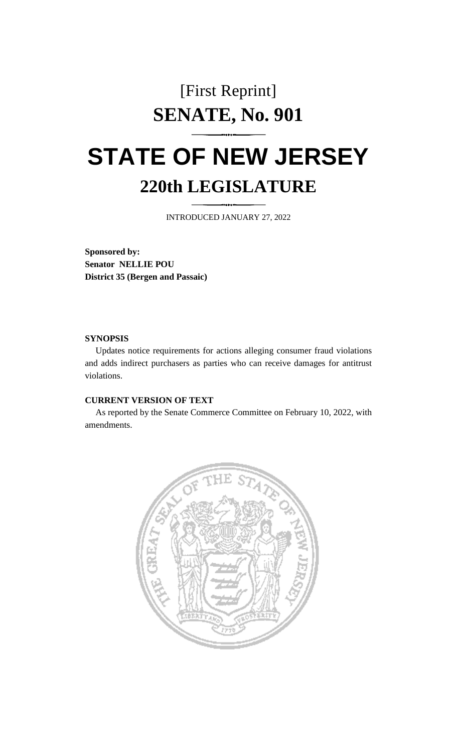# [First Reprint]
# SENATE, No. 901

# STATE OF NEW JERSEY
## 220th LEGISLATURE

INTRODUCED JANUARY 27, 2022

**Sponsored by:**
**Senator NELLIE POU**
**District 35 (Bergen and Passaic)**

**SYNOPSIS**

Updates notice requirements for actions alleging consumer fraud violations and adds indirect purchasers as parties who can receive damages for antitrust violations.

**CURRENT VERSION OF TEXT**

As reported by the Senate Commerce Committee on February 10, 2022, with amendments.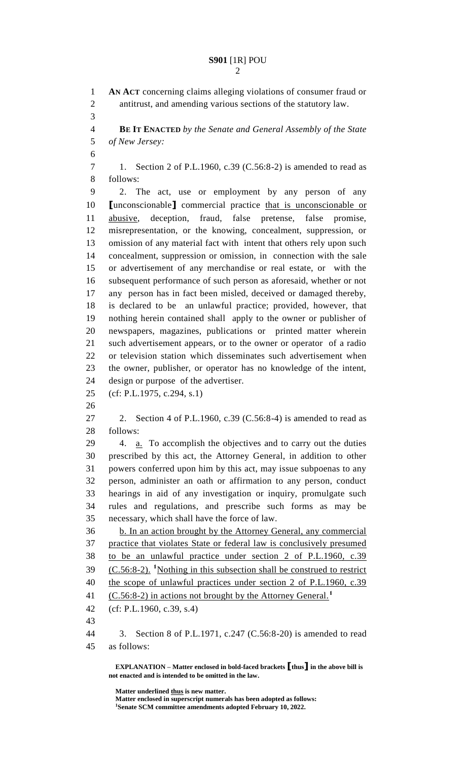**AN ACT** concerning claims alleging violations of consumer fraud or antitrust, and amending various sections of the statutory law.

**BE IT ENACTED** *by the Senate and General Assembly of the State of New Jersey:*

1. Section 2 of P.L.1960, c.39 (C.56:8-2) is amended to read as follows:

2. The act, use or employment by any person of any **[**unconscionable**]** commercial practice <u>that is unconscionable or abusive</u>, deception, fraud, false pretense, false promise, misrepresentation, or the knowing, concealment, suppression, or omission of any material fact with intent that others rely upon such concealment, suppression or omission, in connection with the sale or advertisement of any merchandise or real estate, or with the subsequent performance of such person as aforesaid, whether or not any person has in fact been misled, deceived or damaged thereby, is declared to be an unlawful practice; provided, however, that nothing herein contained shall apply to the owner or publisher of newspapers, magazines, publications or printed matter wherein such advertisement appears, or to the owner or operator of a radio or television station which disseminates such advertisement when the owner, publisher, or operator has no knowledge of the intent, design or purpose of the advertiser.

(cf: P.L.1975, c.294, s.1)

2. Section 4 of P.L.1960, c.39 (C.56:8-4) is amended to read as follows:

4. <u>a.</u> To accomplish the objectives and to carry out the duties prescribed by this act, the Attorney General, in addition to other powers conferred upon him by this act, may issue subpoenas to any person, administer an oath or affirmation to any person, conduct hearings in aid of any investigation or inquiry, promulgate such rules and regulations, and prescribe such forms as may be necessary, which shall have the force of law.

<u>b. In an action brought by the Attorney General, any commercial practice that violates State or federal law is conclusively presumed to be an unlawful practice under section 2 of P.L.1960, c.39 (C.56:8-2).</u> [1]<u>Nothing in this subsection shall be construed to restrict the scope of unlawful practices under section 2 of P.L.1960, c.39 (C.56:8-2) in actions not brought by the Attorney General.</u>[1]

(cf: P.L.1960, c.39, s.4)

3. Section 8 of P.L.1971, c.247 (C.56:8-20) is amended to read as follows:

**EXPLANATION – Matter enclosed in bold-faced brackets [thus] in the above bill is not enacted and is intended to be omitted in the law.**

**Matter underlined <u>thus</u> is new matter.**
**Matter enclosed in superscript numerals has been adopted as follows:**
[1]**Senate SCM committee amendments adopted February 10, 2022.**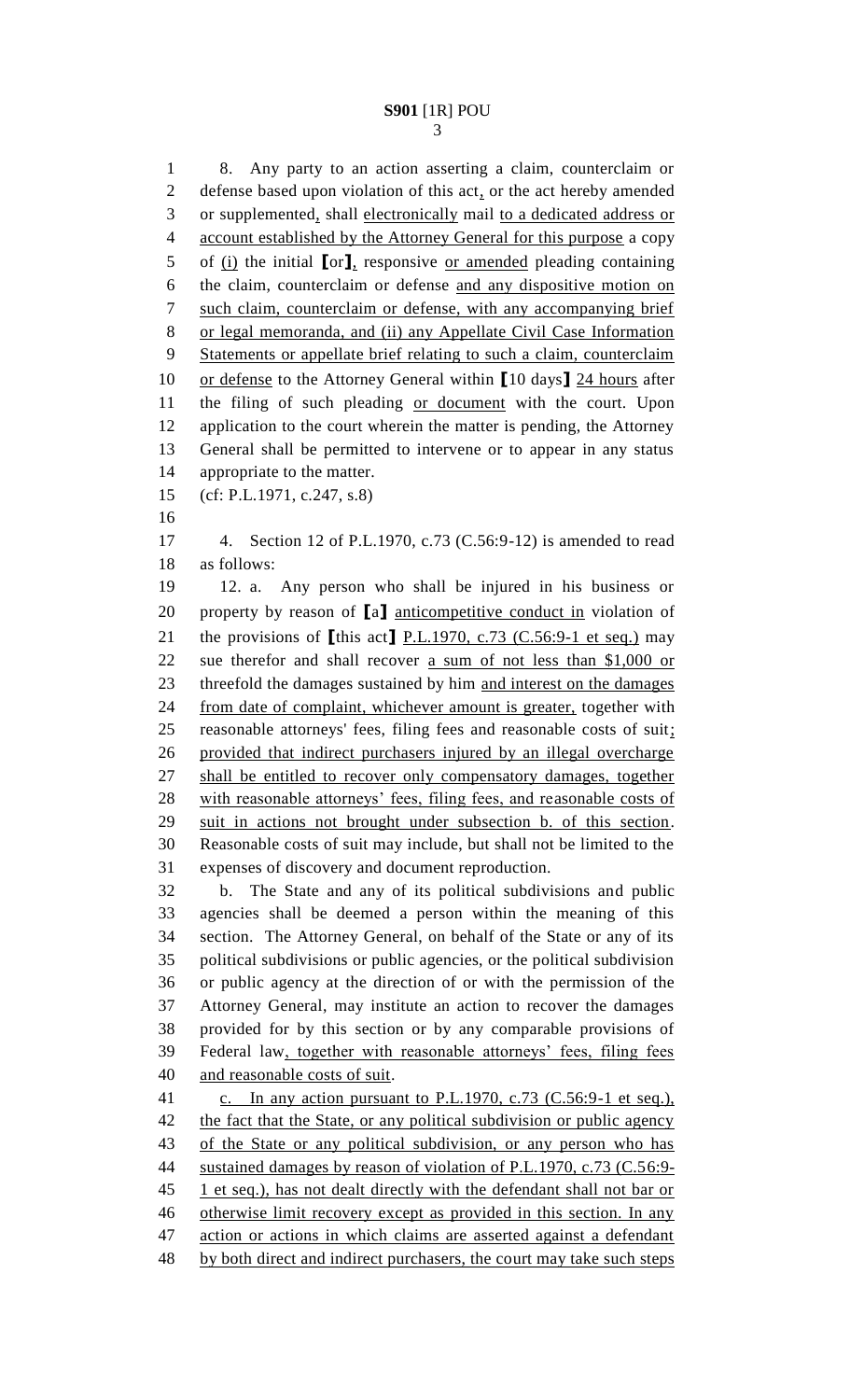8. Any party to an action asserting a claim, counterclaim or defense based upon violation of this act, or the act hereby amended or supplemented, shall electronically mail to a dedicated address or account established by the Attorney General for this purpose a copy of (i) the initial **[**or**]**, responsive or amended pleading containing the claim, counterclaim or defense and any dispositive motion on such claim, counterclaim or defense, with any accompanying brief or legal memoranda, and (ii) any Appellate Civil Case Information Statements or appellate brief relating to such a claim, counterclaim or defense to the Attorney General within **[**10 days**]** 24 hours after the filing of such pleading or document with the court. Upon application to the court wherein the matter is pending, the Attorney General shall be permitted to intervene or to appear in any status appropriate to the matter.

(cf: P.L.1971, c.247, s.8)

4. Section 12 of P.L.1970, c.73 (C.56:9-12) is amended to read as follows:

12. a. Any person who shall be injured in his business or property by reason of **[**a**]** anticompetitive conduct in violation of the provisions of **[**this act**]** P.L.1970, c.73 (C.56:9-1 et seq.) may sue therefor and shall recover a sum of not less than $1,000 or threefold the damages sustained by him and interest on the damages from date of complaint, whichever amount is greater, together with reasonable attorneys' fees, filing fees and reasonable costs of suit; provided that indirect purchasers injured by an illegal overcharge shall be entitled to recover only compensatory damages, together with reasonable attorneys' fees, filing fees, and reasonable costs of suit in actions not brought under subsection b. of this section. Reasonable costs of suit may include, but shall not be limited to the expenses of discovery and document reproduction.

b. The State and any of its political subdivisions and public agencies shall be deemed a person within the meaning of this section. The Attorney General, on behalf of the State or any of its political subdivisions or public agencies, or the political subdivision or public agency at the direction of or with the permission of the Attorney General, may institute an action to recover the damages provided for by this section or by any comparable provisions of Federal law, together with reasonable attorneys' fees, filing fees and reasonable costs of suit.

c. In any action pursuant to P.L.1970, c.73 (C.56:9-1 et seq.), the fact that the State, or any political subdivision or public agency of the State or any political subdivision, or any person who has sustained damages by reason of violation of P.L.1970, c.73 (C.56:9-1 et seq.), has not dealt directly with the defendant shall not bar or otherwise limit recovery except as provided in this section. In any action or actions in which claims are asserted against a defendant by both direct and indirect purchasers, the court may take such steps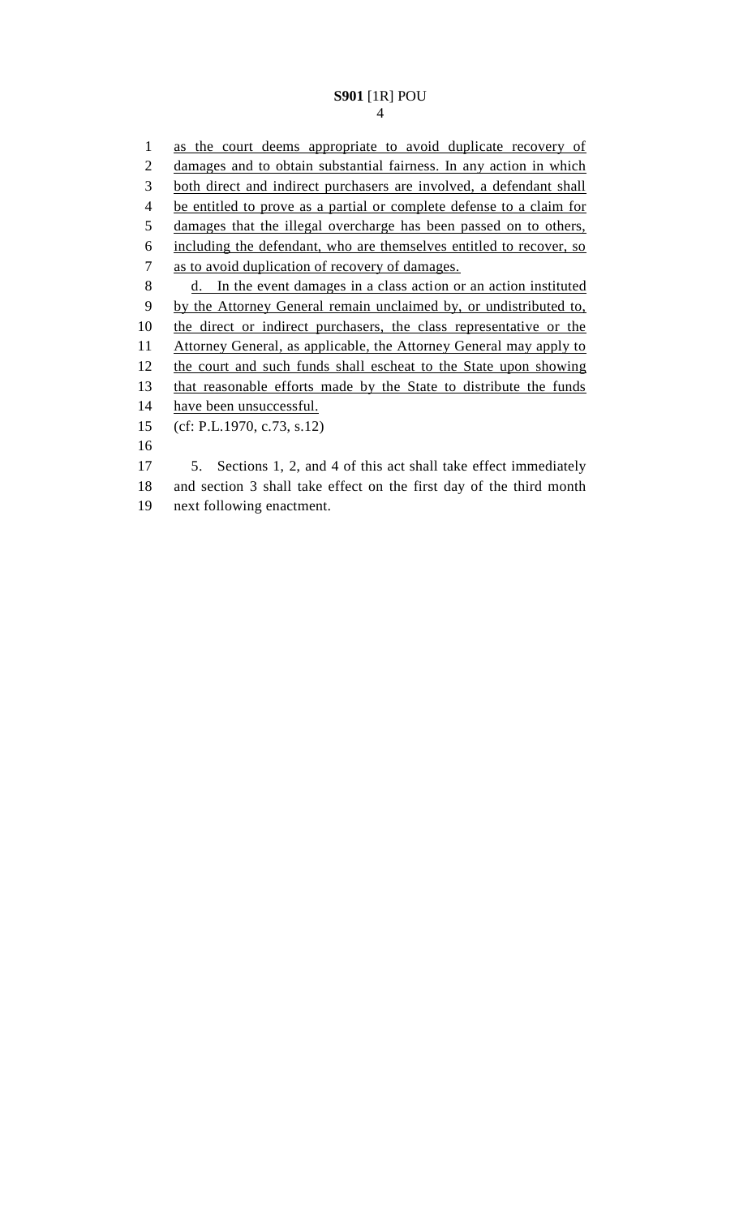as the court deems appropriate to avoid duplicate recovery of damages and to obtain substantial fairness. In any action in which both direct and indirect purchasers are involved, a defendant shall be entitled to prove as a partial or complete defense to a claim for damages that the illegal overcharge has been passed on to others, including the defendant, who are themselves entitled to recover, so as to avoid duplication of recovery of damages.

d. In the event damages in a class action or an action instituted by the Attorney General remain unclaimed by, or undistributed to, the direct or indirect purchasers, the class representative or the Attorney General, as applicable, the Attorney General may apply to the court and such funds shall escheat to the State upon showing that reasonable efforts made by the State to distribute the funds have been unsuccessful.

(cf: P.L.1970, c.73, s.12)

5. Sections 1, 2, and 4 of this act shall take effect immediately and section 3 shall take effect on the first day of the third month next following enactment.